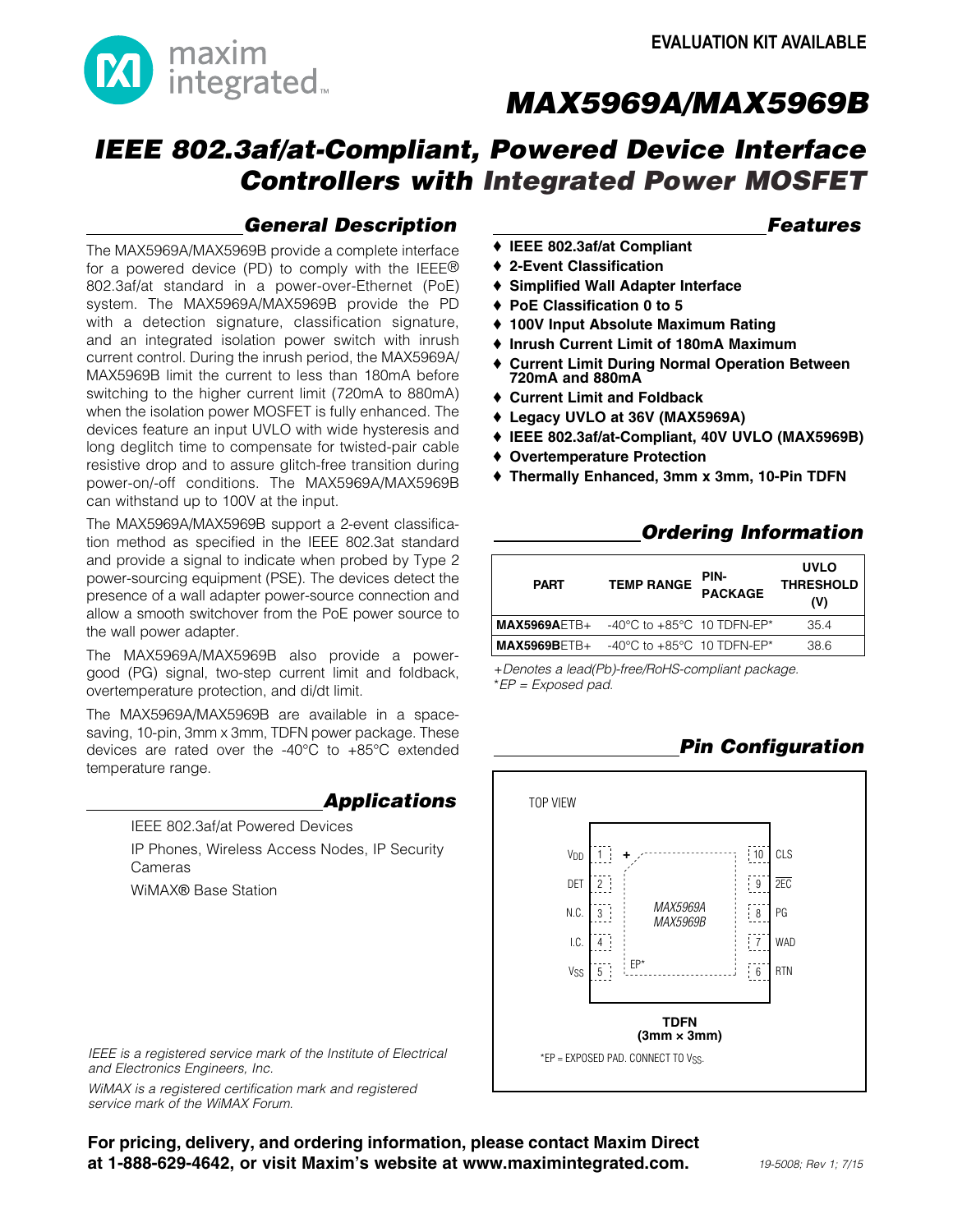EVALUATION KIT AVAILABLE

# MAX5969A/MAX5969B

## IEEE 802.3af/at-Compliant, Powered Device Interface Controllers with Integrated Power MOSFET

### General Description

The MAX5969A/MAX5969B provide a complete interface for a powered device (PD) to comply with the IEEE® 802.3af/at standard in a power-over-Ethernet (PoE) system. The MAX5969A/MAX5969B provide the PD with a detection signature, classification signature, and an integrated isolation power switch with inrush current control. During the inrush period, the MAX5969A/MAX5969B limit the current to less than 180mA before switching to the higher current limit (720mA to 880mA) when the isolation power MOSFET is fully enhanced. The devices feature an input UVLO with wide hysteresis and long deglitch time to compensate for twisted-pair cable resistive drop and to assure glitch-free transition during power-on/-off conditions. The MAX5969A/MAX5969B can withstand up to 100V at the input.

The MAX5969A/MAX5969B support a 2-event classification method as specified in the IEEE 802.3at standard and provide a signal to indicate when probed by Type 2 power-sourcing equipment (PSE). The devices detect the presence of a wall adapter power-source connection and allow a smooth switchover from the PoE power source to the wall power adapter.

The MAX5969A/MAX5969B also provide a power-good (PG) signal, two-step current limit and foldback, overtemperature protection, and di/dt limit.

The MAX5969A/MAX5969B are available in a space-saving, 10-pin, 3mm x 3mm, TDFN power package. These devices are rated over the -40°C to +85°C extended temperature range.

### Applications

IEEE 802.3af/at Powered Devices

IP Phones, Wireless Access Nodes, IP Security Cameras

WiMAX® Base Station

*IEEE is a registered service mark of the Institute of Electrical and Electronics Engineers, Inc.*

*WiMAX is a registered certification mark and registered service mark of the WiMAX Forum.*

### Features

- **IEEE 802.3af/at Compliant**
- **2-Event Classification**
- **Simplified Wall Adapter Interface**
- **PoE Classification 0 to 5**
- **100V Input Absolute Maximum Rating**
- **Inrush Current Limit of 180mA Maximum**
- **Current Limit During Normal Operation Between 720mA and 880mA**
- **Current Limit and Foldback**
- **Legacy UVLO at 36V (MAX5969A)**
- **IEEE 802.3af/at-Compliant, 40V UVLO (MAX5969B)**
- **Overtemperature Protection**
- **Thermally Enhanced, 3mm x 3mm, 10-Pin TDFN**

### Ordering Information

| PART | TEMP RANGE | PIN-PACKAGE | UVLO THRESHOLD (V) |
|---|---|---|---|
| **MAX5969A**ETB+ | -40°C to +85°C | 10 TDFN-EP* | 35.4 |
| **MAX5969B**ETB+ | -40°C to +85°C | 10 TDFN-EP* | 38.6 |

*+Denotes a lead(Pb)-free/RoHS-compliant package.*
*\*EP = Exposed pad.*

### Pin Configuration

TOP VIEW

| Pin | Name | Pin | Name |
|---|---|---|---|
| 1 | $V_{DD}$ | 10 | CLS |
| 2 | DET | 9 | $\overline{2EC}$ |
| 3 | N.C. | 8 | PG |
| 4 | I.C. | 7 | WAD |
| 5 | $V_{SS}$ | 6 | RTN |

MAX5969A/MAX5969B, EP*

**TDFN (3mm × 3mm)**

*EP = EXPOSED PAD. CONNECT TO $V_{SS}$.

**For pricing, delivery, and ordering information, please contact Maxim Direct at 1-888-629-4642, or visit Maxim's website at www.maximintegrated.com.**

19-5008; Rev 1; 7/15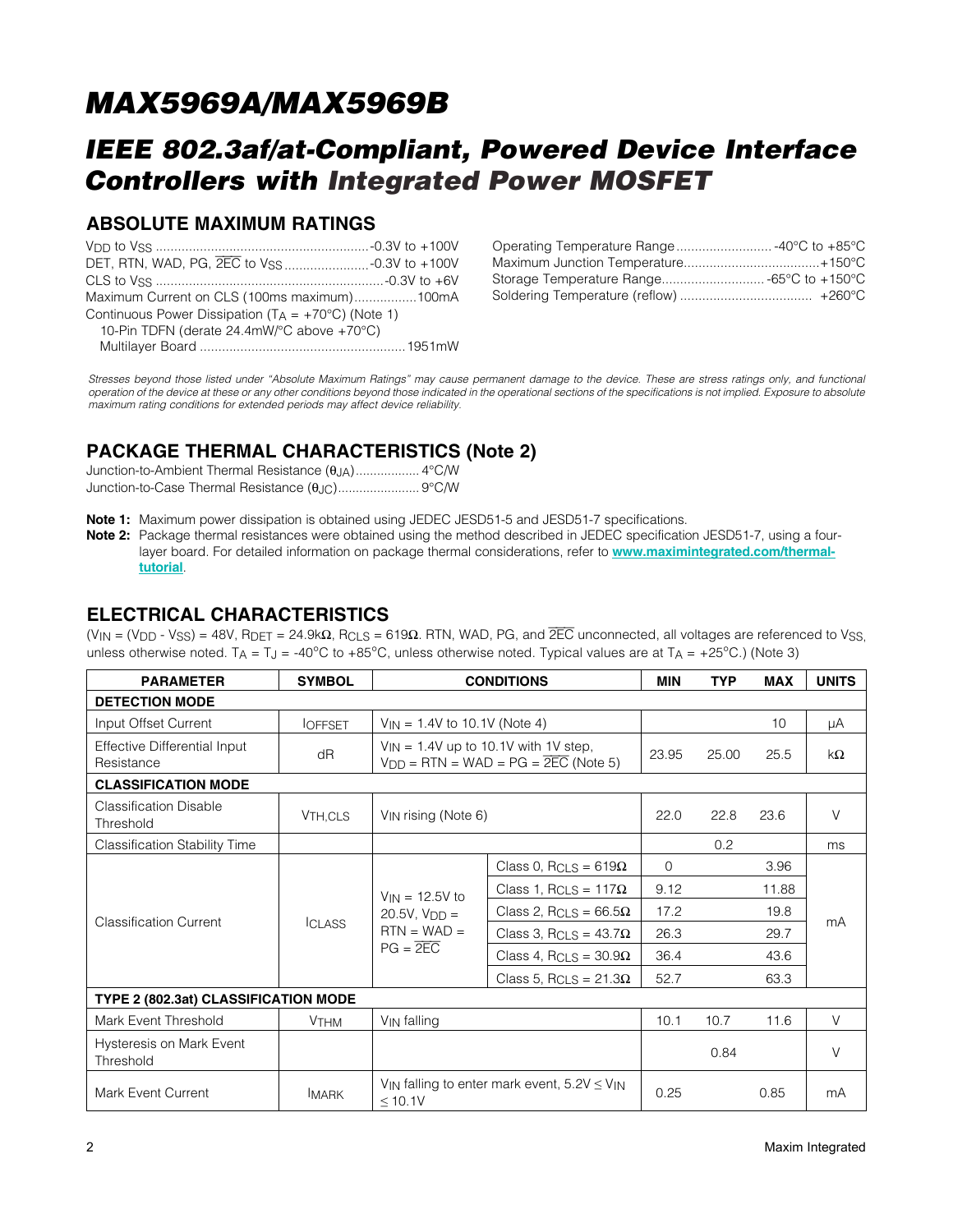# MAX5969A/MAX5969B

## IEEE 802.3af/at-Compliant, Powered Device Interface Controllers with Integrated Power MOSFET

## ABSOLUTE MAXIMUM RATINGS

$V_{DD}$ to $V_{SS}$ ....................................................-0.3V to +100V
DET, RTN, WAD, PG, $\overline{2EC}$ to $V_{SS}$ ......................-0.3V to +100V
CLS to $V_{SS}$ .............................................................-0.3V to +6V
Maximum Current on CLS (100ms maximum).................100mA
Continuous Power Dissipation ($T_A$ = +70°C) (Note 1)
10-Pin TDFN (derate 24.4mW/°C above +70°C)
Multilayer Board .......................................................1951mW

Operating Temperature Range ......................... -40°C to +85°C
Maximum Junction Temperature.....................................+150°C
Storage Temperature Range............................ -65°C to +150°C
Soldering Temperature (reflow) ................................... +260°C

*Stresses beyond those listed under “Absolute Maximum Ratings” may cause permanent damage to the device. These are stress ratings only, and functional operation of the device at these or any other conditions beyond those indicated in the operational sections of the specifications is not implied. Exposure to absolute maximum rating conditions for extended periods may affect device reliability.*

## PACKAGE THERMAL CHARACTERISTICS (Note 2)

Junction-to-Ambient Thermal Resistance ($\theta_{JA}$)................. 4°C/W
Junction-to-Case Thermal Resistance ($\theta_{JC}$)...................... 9°C/W

**Note 1:** Maximum power dissipation is obtained using JEDEC JESD51-5 and JESD51-7 specifications.

**Note 2:** Package thermal resistances were obtained using the method described in JEDEC specification JESD51-7, using a four-layer board. For detailed information on package thermal considerations, refer to **www.maximintegrated.com/thermal-tutorial**.

## ELECTRICAL CHARACTERISTICS

($V_{IN}$ = ($V_{DD}$ - $V_{SS}$) = 48V, $R_{DET}$ = 24.9kΩ, $R_{CLS}$ = 619Ω. RTN, WAD, PG, and $\overline{2EC}$ unconnected, all voltages are referenced to $V_{SS}$, unless otherwise noted. $T_A$ = $T_J$ = -40°C to +85°C, unless otherwise noted. Typical values are at $T_A$ = +25°C.) (Note 3)

| PARAMETER | SYMBOL | CONDITIONS | | MIN | TYP | MAX | UNITS |
|---|---|---|---|---|---|---|---|
| **DETECTION MODE** | | | | | | | |
| Input Offset Current | $I_{OFFSET}$ | $V_{IN}$ = 1.4V to 10.1V (Note 4) | | | | 10 | µA |
| Effective Differential Input Resistance | dR | $V_{IN}$ = 1.4V up to 10.1V with 1V step, $V_{DD}$ = RTN = WAD = PG = $\overline{2EC}$ (Note 5) | | 23.95 | 25.00 | 25.5 | kΩ |
| **CLASSIFICATION MODE** | | | | | | | |
| Classification Disable Threshold | $V_{TH,CLS}$ | $V_{IN}$ rising (Note 6) | | 22.0 | 22.8 | 23.6 | V |
| Classification Stability Time | | | | | 0.2 | | ms |
| Classification Current | $I_{CLASS}$ | $V_{IN}$ = 12.5V to 20.5V, $V_{DD}$ = RTN = WAD = PG = $\overline{2EC}$ | Class 0, $R_{CLS}$ = 619Ω | 0 | | 3.96 | mA |
| | | | Class 1, $R_{CLS}$ = 117Ω | 9.12 | | 11.88 | |
| | | | Class 2, $R_{CLS}$ = 66.5Ω | 17.2 | | 19.8 | |
| | | | Class 3, $R_{CLS}$ = 43.7Ω | 26.3 | | 29.7 | |
| | | | Class 4, $R_{CLS}$ = 30.9Ω | 36.4 | | 43.6 | |
| | | | Class 5, $R_{CLS}$ = 21.3Ω | 52.7 | | 63.3 | |
| **TYPE 2 (802.3at) CLASSIFICATION MODE** | | | | | | | |
| Mark Event Threshold | $V_{THM}$ | $V_{IN}$ falling | | 10.1 | 10.7 | 11.6 | V |
| Hysteresis on Mark Event Threshold | | | | | 0.84 | | V |
| Mark Event Current | $I_{MARK}$ | $V_{IN}$ falling to enter mark event, 5.2V ≤ $V_{IN}$ ≤ 10.1V | | 0.25 | | 0.85 | mA |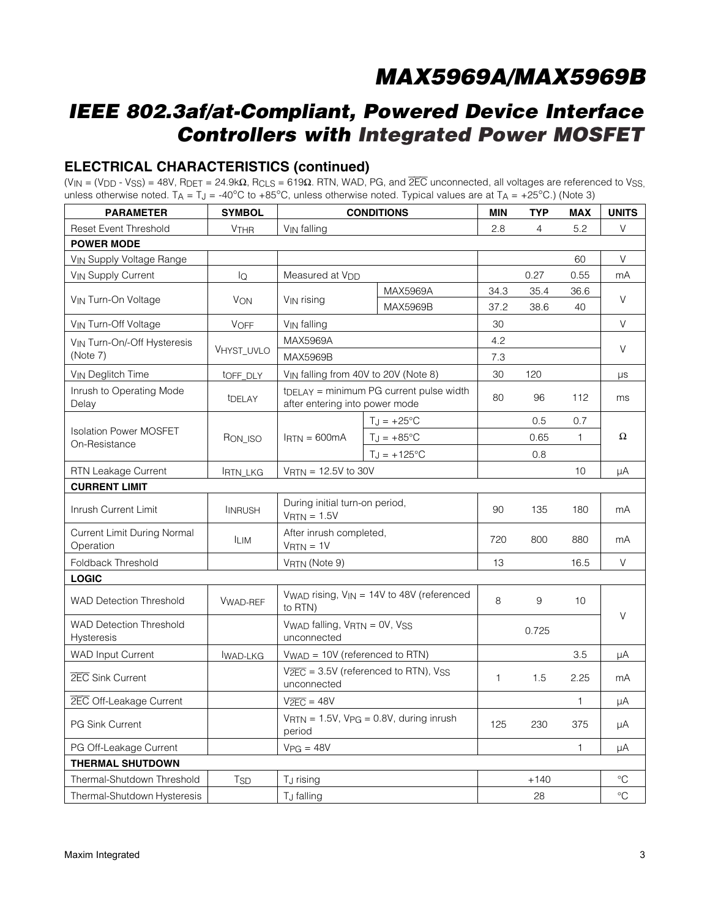## ELECTRICAL CHARACTERISTICS (continued)

($V_{IN}$ = ($V_{DD}$ - $V_{SS}$) = 48V, $R_{DET}$ = 24.9kΩ, $R_{CLS}$ = 619Ω. RTN, WAD, PG, and $\overline{2EC}$ unconnected, all voltages are referenced to $V_{SS}$, unless otherwise noted. $T_A$ = $T_J$ = -40°C to +85°C, unless otherwise noted. Typical values are at $T_A$ = +25°C.) (Note 3)

| PARAMETER | SYMBOL | CONDITIONS | | MIN | TYP | MAX | UNITS |
|---|---|---|---|---|---|---|---|
| Reset Event Threshold | $V_{THR}$ | $V_{IN}$ falling | | 2.8 | 4 | 5.2 | V |
| **POWER MODE** | | | | | | | |
| $V_{IN}$ Supply Voltage Range | | | | | | 60 | V |
| $V_{IN}$ Supply Current | $I_Q$ | Measured at $V_{DD}$ | | | 0.27 | 0.55 | mA |
| $V_{IN}$ Turn-On Voltage | $V_{ON}$ | $V_{IN}$ rising | MAX5969A | 34.3 | 35.4 | 36.6 | V |
| | | | MAX5969B | 37.2 | 38.6 | 40 | |
| $V_{IN}$ Turn-Off Voltage | $V_{OFF}$ | $V_{IN}$ falling | | 30 | | | V |
| $V_{IN}$ Turn-On/-Off Hysteresis (Note 7) | $V_{HYST\_UVLO}$ | MAX5969A | | 4.2 | | | V |
| | | MAX5969B | | 7.3 | | | |
| $V_{IN}$ Deglitch Time | $t_{OFF\_DLY}$ | $V_{IN}$ falling from 40V to 20V (Note 8) | | 30 | 120 | | µs |
| Inrush to Operating Mode Delay | $t_{DELAY}$ | $t_{DELAY}$ = minimum PG current pulse width after entering into power mode | | 80 | 96 | 112 | ms |
| Isolation Power MOSFET On-Resistance | $R_{ON\_ISO}$ | $I_{RTN}$ = 600mA | $T_J$ = +25°C | | 0.5 | 0.7 | Ω |
| | | | $T_J$ = +85°C | | 0.65 | 1 | |
| | | | $T_J$ = +125°C | | 0.8 | | |
| RTN Leakage Current | $I_{RTN\_LKG}$ | $V_{RTN}$ = 12.5V to 30V | | | | 10 | µA |
| **CURRENT LIMIT** | | | | | | | |
| Inrush Current Limit | $I_{INRUSH}$ | During initial turn-on period, $V_{RTN}$ = 1.5V | | 90 | 135 | 180 | mA |
| Current Limit During Normal Operation | $I_{LIM}$ | After inrush completed, $V_{RTN}$ = 1V | | 720 | 800 | 880 | mA |
| Foldback Threshold | | $V_{RTN}$ (Note 9) | | 13 | | 16.5 | V |
| **LOGIC** | | | | | | | |
| WAD Detection Threshold | $V_{WAD-REF}$ | $V_{WAD}$ rising, $V_{IN}$ = 14V to 48V (referenced to RTN) | | 8 | 9 | 10 | V |
| WAD Detection Threshold Hysteresis | | $V_{WAD}$ falling, $V_{RTN}$ = 0V, $V_{SS}$ unconnected | | | 0.725 | | V |
| WAD Input Current | $I_{WAD-LKG}$ | $V_{WAD}$ = 10V (referenced to RTN) | | | | 3.5 | µA |
| $\overline{2EC}$ Sink Current | | $V_{\overline{2EC}}$ = 3.5V (referenced to RTN), $V_{SS}$ unconnected | | 1 | 1.5 | 2.25 | mA |
| $\overline{2EC}$ Off-Leakage Current | | $V_{\overline{2EC}}$ = 48V | | | | 1 | µA |
| PG Sink Current | | $V_{RTN}$ = 1.5V, $V_{PG}$ = 0.8V, during inrush period | | 125 | 230 | 375 | µA |
| PG Off-Leakage Current | | $V_{PG}$ = 48V | | | | 1 | µA |
| **THERMAL SHUTDOWN** | | | | | | | |
| Thermal-Shutdown Threshold | $T_{SD}$ | $T_J$ rising | | | +140 | | °C |
| Thermal-Shutdown Hysteresis | | $T_J$ falling | | | 28 | | °C |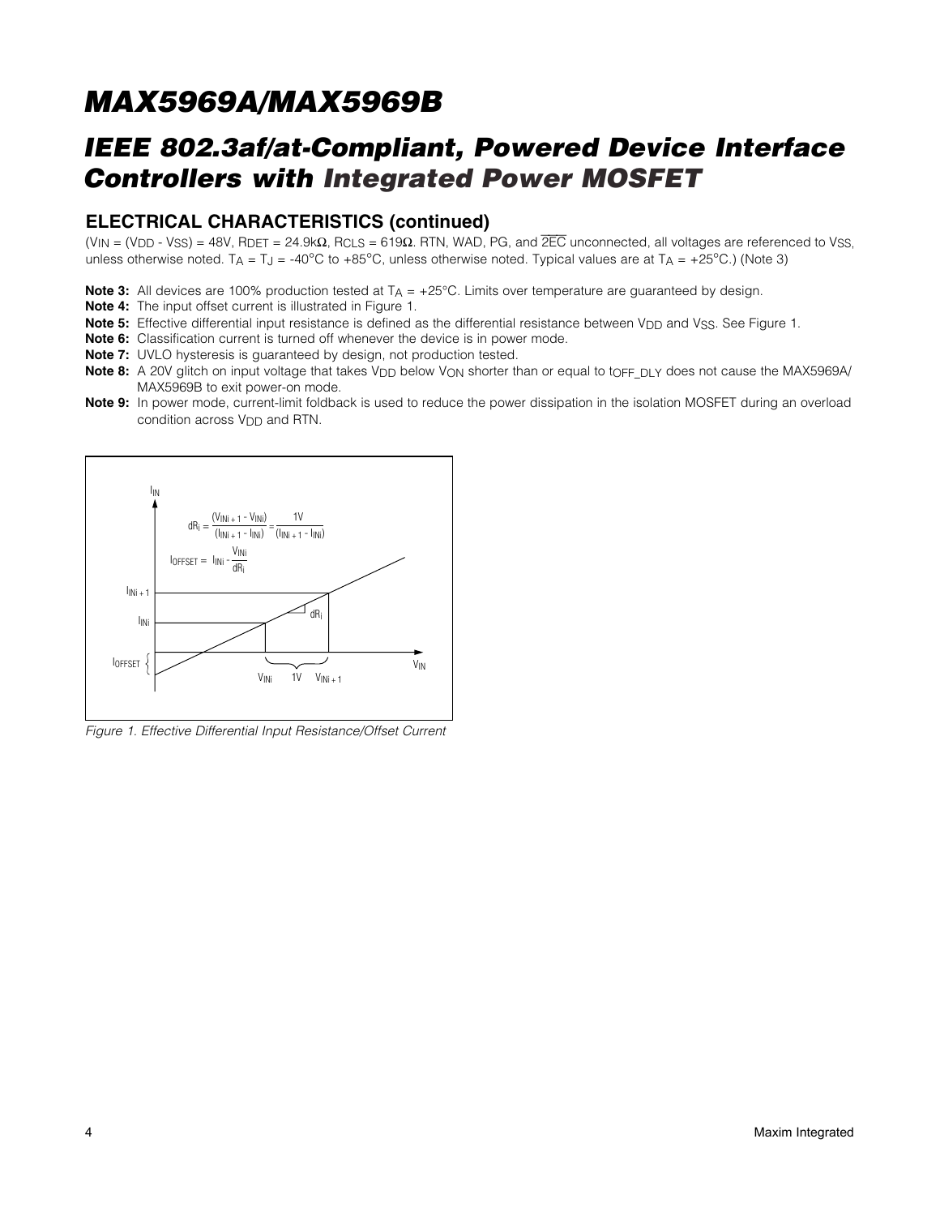## ELECTRICAL CHARACTERISTICS (continued)

($V_{IN}$ = ($V_{DD}$ - $V_{SS}$) = 48V, $R_{DET}$ = 24.9kΩ, $R_{CLS}$ = 619Ω. RTN, WAD, PG, and $\overline{2EC}$ unconnected, all voltages are referenced to $V_{SS}$, unless otherwise noted. $T_A = T_J$ = -40°C to +85°C, unless otherwise noted. Typical values are at $T_A$ = +25°C.) (Note 3)

**Note 3:** All devices are 100% production tested at $T_A$ = +25°C. Limits over temperature are guaranteed by design.

**Note 4:** The input offset current is illustrated in Figure 1.

**Note 5:** Effective differential input resistance is defined as the differential resistance between $V_{DD}$ and $V_{SS}$. See Figure 1.

**Note 6:** Classification current is turned off whenever the device is in power mode.

**Note 7:** UVLO hysteresis is guaranteed by design, not production tested.

**Note 8:** A 20V glitch on input voltage that takes $V_{DD}$ below $V_{ON}$ shorter than or equal to $t_{OFF\_DLY}$ does not cause the MAX5969A/MAX5969B to exit power-on mode.

**Note 9:** In power mode, current-limit foldback is used to reduce the power dissipation in the isolation MOSFET during an overload condition across $V_{DD}$ and RTN.

$$dR_i = \frac{(V_{INi+1} - V_{INi})}{(I_{INi+1} - I_{INi})} = \frac{1V}{(I_{INi+1} - I_{INi})}$$

$$I_{OFFSET} = I_{INi} - \frac{V_{INi}}{dR_i}$$

*Figure 1. Effective Differential Input Resistance/Offset Current*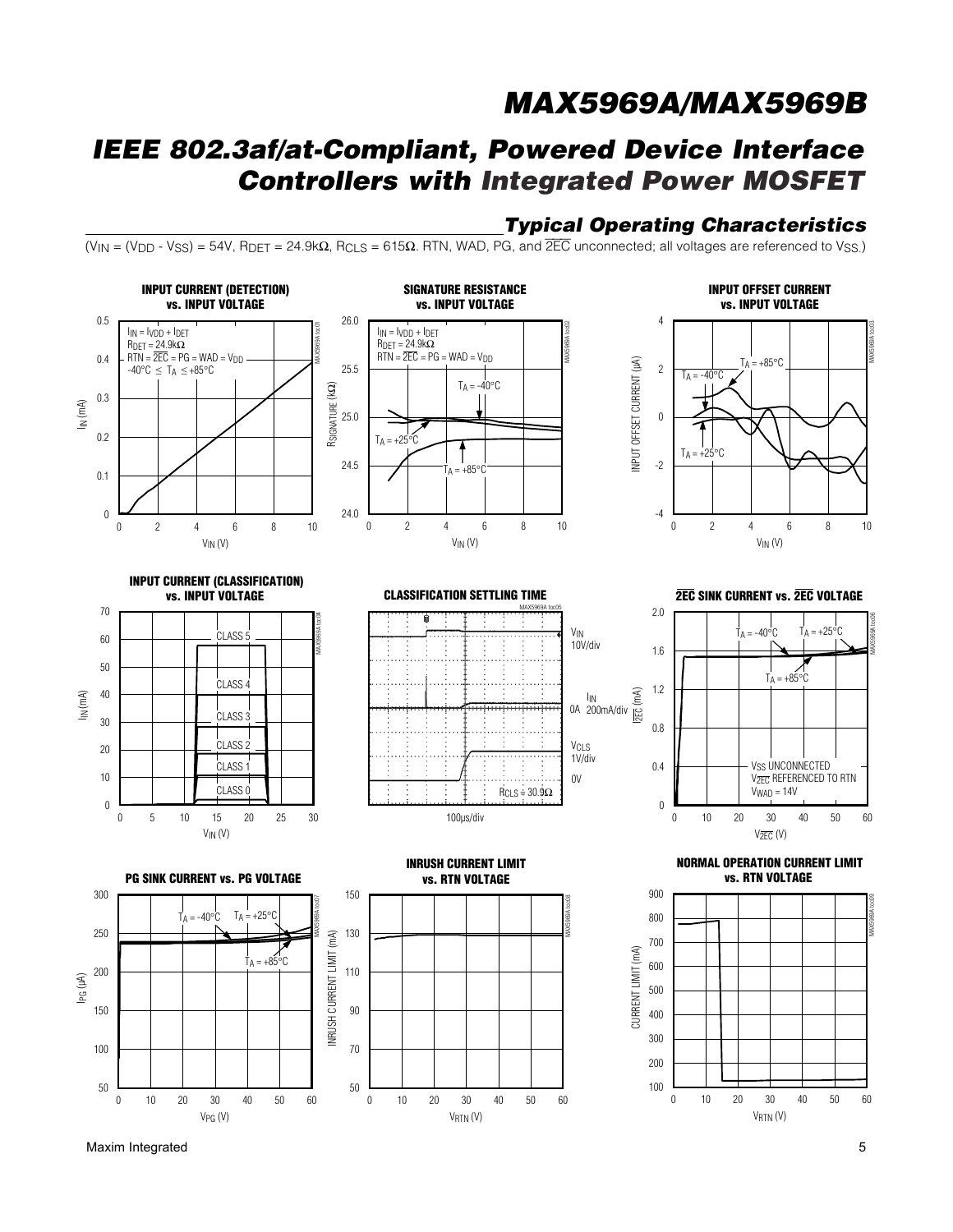## Typical Operating Characteristics

($V_{IN}$ = ($V_{DD}$ - $V_{SS}$) = 54V, $R_{DET}$ = 24.9kΩ, $R_{CLS}$ = 615Ω. RTN, WAD, PG, and $\overline{2EC}$ unconnected; all voltages are referenced to $V_{SS}$.)

**INPUT CURRENT (DETECTION) vs. INPUT VOLTAGE**

**SIGNATURE RESISTANCE vs. INPUT VOLTAGE**

**INPUT OFFSET CURRENT vs. INPUT VOLTAGE**

**INPUT CURRENT (CLASSIFICATION) vs. INPUT VOLTAGE**

**CLASSIFICATION SETTLING TIME**

**$\overline{2EC}$ SINK CURRENT vs. $\overline{2EC}$ VOLTAGE**

**PG SINK CURRENT vs. PG VOLTAGE**

**INRUSH CURRENT LIMIT vs. RTN VOLTAGE**

**NORMAL OPERATION CURRENT LIMIT vs. RTN VOLTAGE**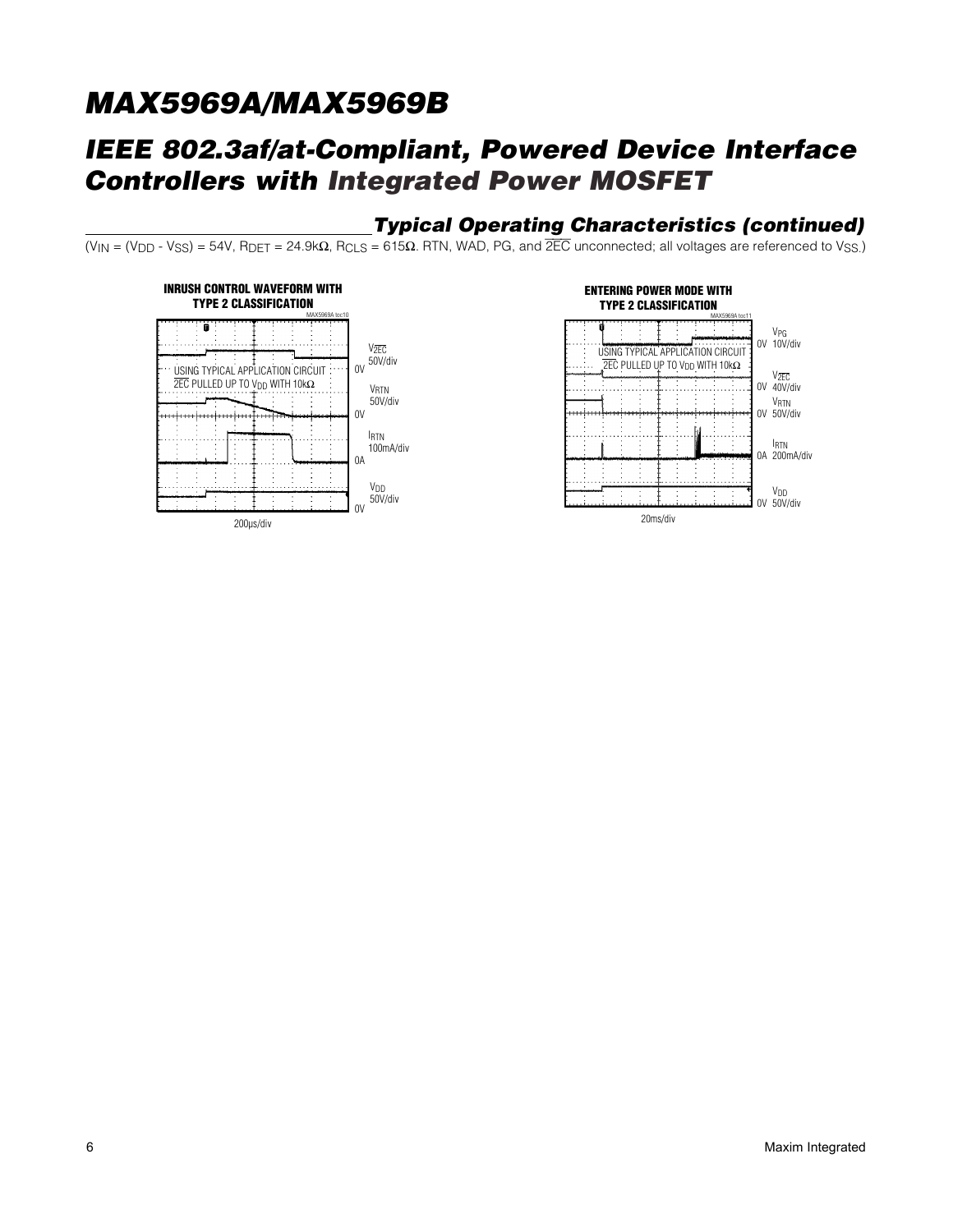## Typical Operating Characteristics (continued)

($V_{IN}$ = ($V_{DD}$ - $V_{SS}$) = 54V, $R_{DET}$ = 24.9kΩ, $R_{CLS}$ = 615Ω. RTN, WAD, PG, and $\overline{2EC}$ unconnected; all voltages are referenced to $V_{SS}$.)

**INRUSH CONTROL WAVEFORM WITH TYPE 2 CLASSIFICATION**

MAX5969A toc10

USING TYPICAL APPLICATION CIRCUIT $\overline{2EC}$ PULLED UP TO $V_{DD}$ WITH 10kΩ

$V_{\overline{2EC}}$ 50V/div, 0V

$V_{RTN}$ 50V/div, 0V

$I_{RTN}$ 100mA/div, 0A

$V_{DD}$ 50V/div, 0V

200µs/div

**ENTERING POWER MODE WITH TYPE 2 CLASSIFICATION**

MAX5969A toc11

USING TYPICAL APPLICATION CIRCUIT $\overline{2EC}$ PULLED UP TO $V_{DD}$ WITH 10kΩ

$V_{PG}$ 0V 10V/div

$V_{\overline{2EC}}$ 0V 40V/div

$V_{RTN}$ 0V 50V/div

$I_{RTN}$ 0A 200mA/div

$V_{DD}$ 0V 50V/div

20ms/div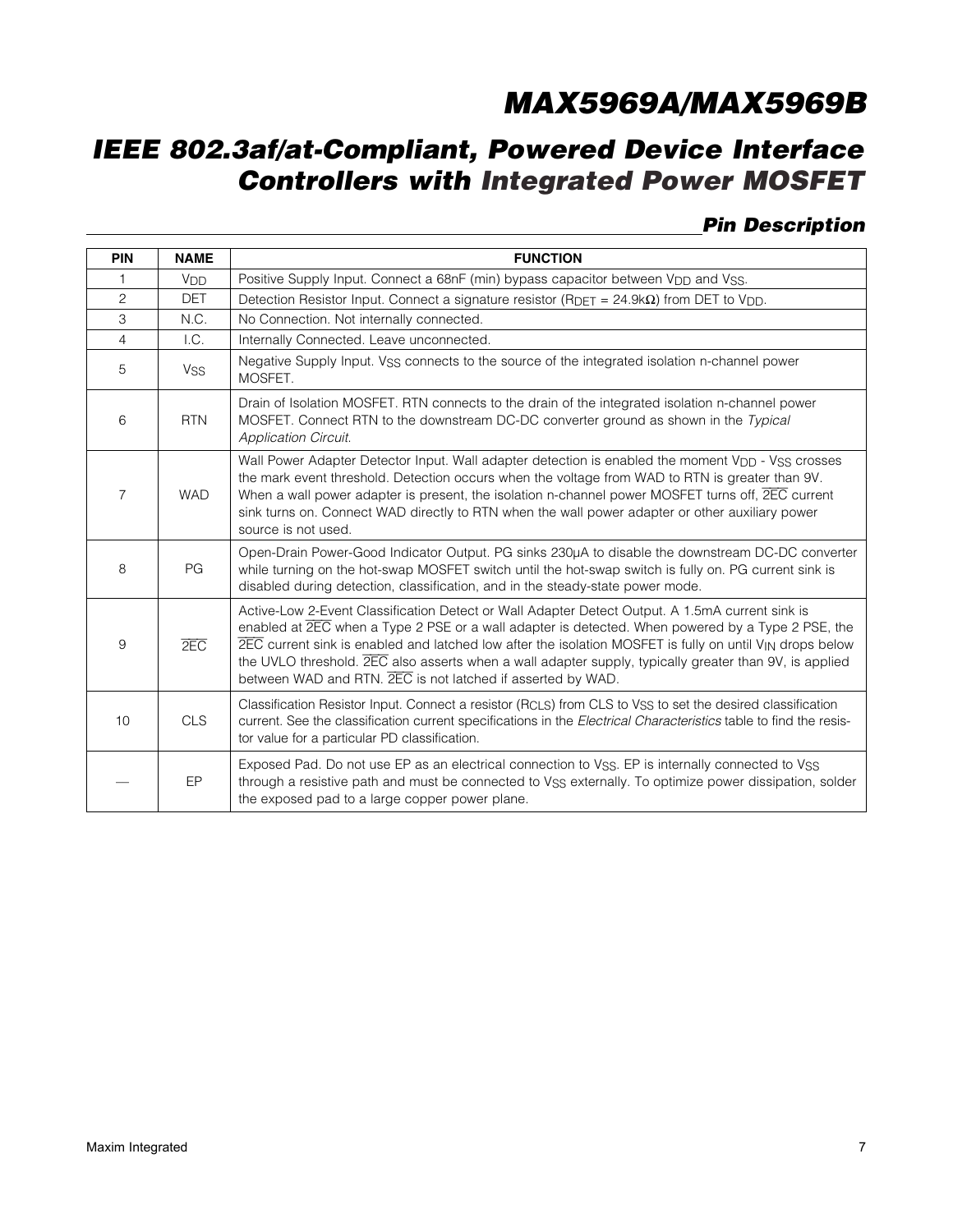## Pin Description

| PIN | NAME | FUNCTION |
|---|---|---|
| 1 | $V_{DD}$ | Positive Supply Input. Connect a 68nF (min) bypass capacitor between $V_{DD}$ and $V_{SS}$. |
| 2 | DET | Detection Resistor Input. Connect a signature resistor ($R_{DET}$ = 24.9kΩ) from DET to $V_{DD}$. |
| 3 | N.C. | No Connection. Not internally connected. |
| 4 | I.C. | Internally Connected. Leave unconnected. |
| 5 | $V_{SS}$ | Negative Supply Input. $V_{SS}$ connects to the source of the integrated isolation n-channel power MOSFET. |
| 6 | RTN | Drain of Isolation MOSFET. RTN connects to the drain of the integrated isolation n-channel power MOSFET. Connect RTN to the downstream DC-DC converter ground as shown in the *Typical Application Circuit*. |
| 7 | WAD | Wall Power Adapter Detector Input. Wall adapter detection is enabled the moment $V_{DD}$ - $V_{SS}$ crosses the mark event threshold. Detection occurs when the voltage from WAD to RTN is greater than 9V. When a wall power adapter is present, the isolation n-channel power MOSFET turns off, $\overline{2EC}$ current sink turns on. Connect WAD directly to RTN when the wall power adapter or other auxiliary power source is not used. |
| 8 | PG | Open-Drain Power-Good Indicator Output. PG sinks 230µA to disable the downstream DC-DC converter while turning on the hot-swap MOSFET switch until the hot-swap switch is fully on. PG current sink is disabled during detection, classification, and in the steady-state power mode. |
| 9 | $\overline{2EC}$ | Active-Low 2-Event Classification Detect or Wall Adapter Detect Output. A 1.5mA current sink is enabled at $\overline{2EC}$ when a Type 2 PSE or a wall adapter is detected. When powered by a Type 2 PSE, the $\overline{2EC}$ current sink is enabled and latched low after the isolation MOSFET is fully on until $V_{IN}$ drops below the UVLO threshold. $\overline{2EC}$ also asserts when a wall adapter supply, typically greater than 9V, is applied between WAD and RTN. $\overline{2EC}$ is not latched if asserted by WAD. |
| 10 | CLS | Classification Resistor Input. Connect a resistor ($R_{CLS}$) from CLS to $V_{SS}$ to set the desired classification current. See the classification current specifications in the *Electrical Characteristics* table to find the resistor value for a particular PD classification. |
| — | EP | Exposed Pad. Do not use EP as an electrical connection to $V_{SS}$. EP is internally connected to $V_{SS}$ through a resistive path and must be connected to $V_{SS}$ externally. To optimize power dissipation, solder the exposed pad to a large copper power plane. |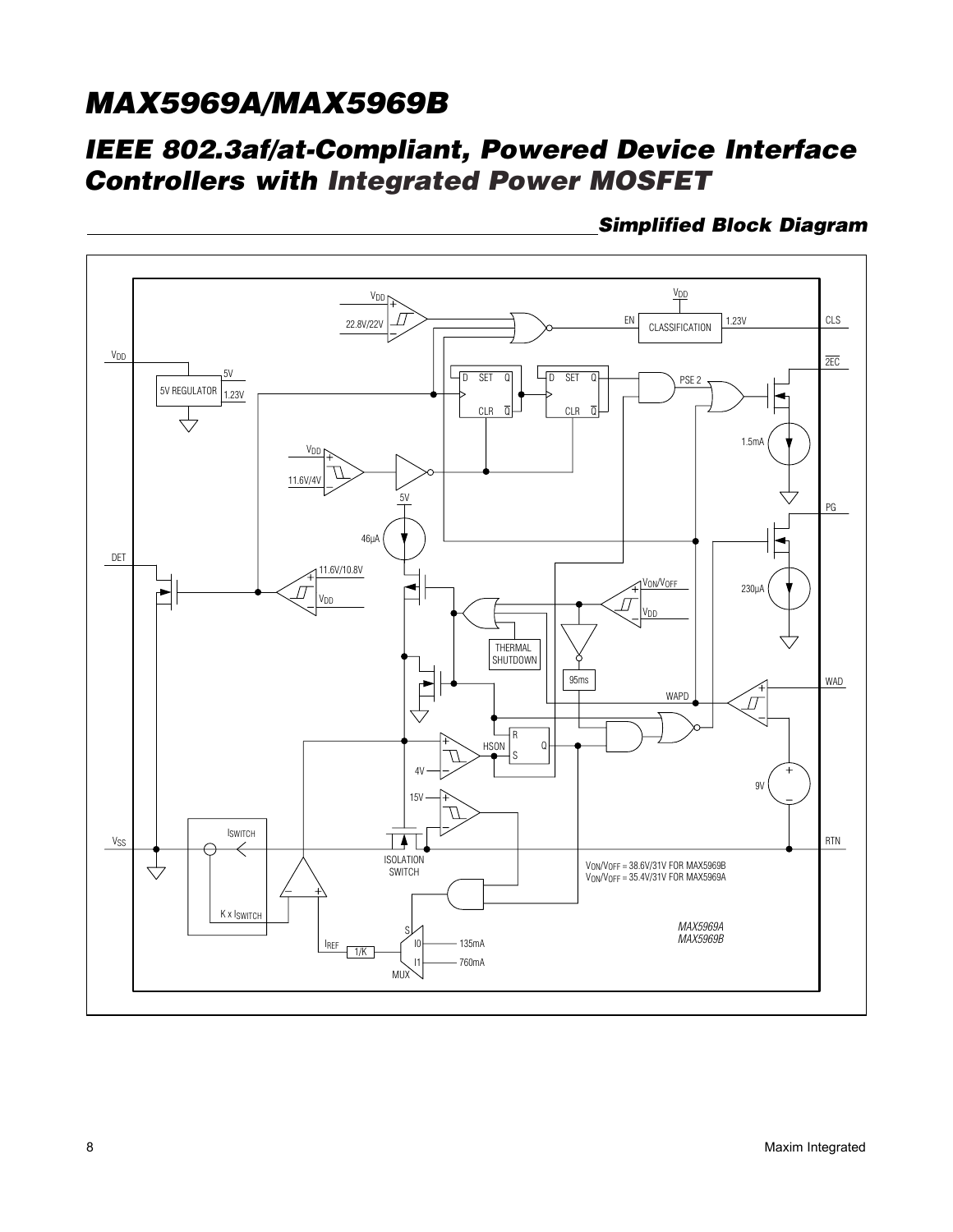## Simplified Block Diagram

VDD

5V REGULATOR

5V

1.23V

VDD

22.8V/22V

EN

CLASSIFICATION

1.23V

CLS

D SET Q

CLR $\overline{Q}$

D SET Q

CLR $\overline{Q}$

PSE 2

$\overline{2EC}$

VDD

11.6V/4V

1.5mA

5V

46µA

PG

DET

11.6V/10.8V

VDD

VON/VOFF

VDD

230µA

THERMAL SHUTDOWN

95ms

WAPD

WAD

R

HSON

S

Q

4V

9V

15V

VSS

ISWITCH

K x ISWITCH

ISOLATION SWITCH

RTN

VON/VOFF = 38.6V/31V FOR MAX5969B
VON/VOFF = 35.4V/31V FOR MAX5969A

IREF

1/K

S

I0

I1

MUX

135mA

760mA

MAX5969A
MAX5969B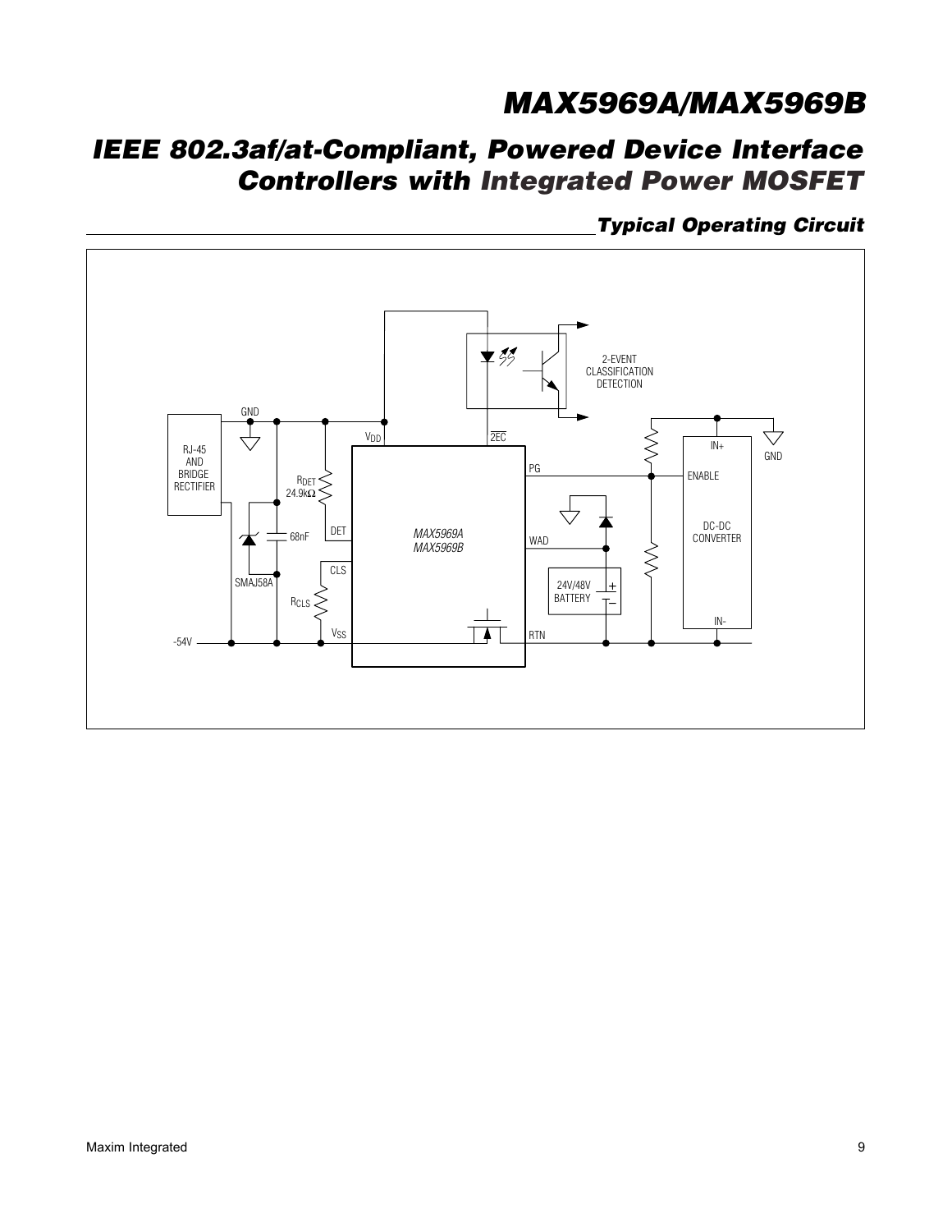## Typical Operating Circuit

RJ-45 AND BRIDGE RECTIFIER

GND

SMAJ58A

68nF

$R_{DET}$ 24.9kΩ

$R_{CLS}$

-54V

$V_{DD}$

DET

CLS

$V_{SS}$

MAX5969A
MAX5969B

$\overline{2EC}$

PG

WAD

RTN

2-EVENT CLASSIFICATION DETECTION

24V/48V BATTERY

IN+

ENABLE

DC-DC CONVERTER

IN-

GND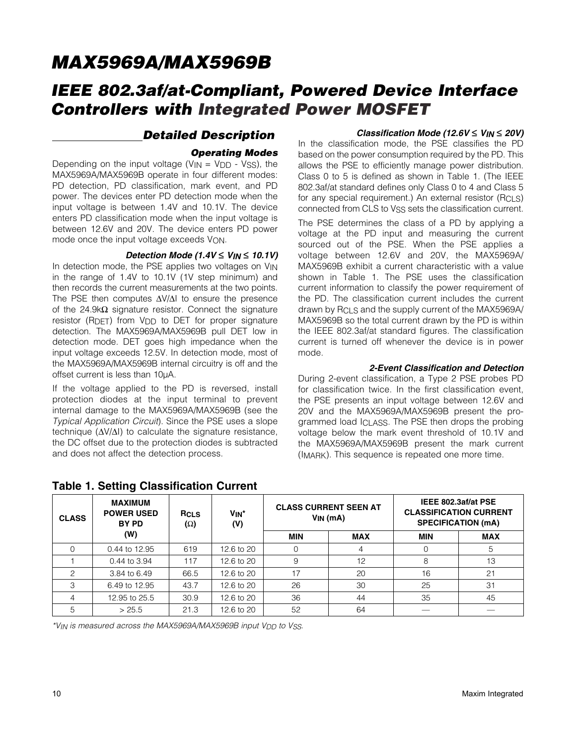## Detailed Description

### Operating Modes

Depending on the input voltage ($V_{IN} = V_{DD} - V_{SS}$), the MAX5969A/MAX5969B operate in four different modes: PD detection, PD classification, mark event, and PD power. The devices enter PD detection mode when the input voltage is between 1.4V and 10.1V. The device enters PD classification mode when the input voltage is between 12.6V and 20V. The device enters PD power mode once the input voltage exceeds $V_{ON}$.

### Detection Mode (1.4V ≤ $V_{IN}$ ≤ 10.1V)

In detection mode, the PSE applies two voltages on $V_{IN}$ in the range of 1.4V to 10.1V (1V step minimum) and then records the current measurements at the two points. The PSE then computes ΔV/ΔI to ensure the presence of the 24.9kΩ signature resistor. Connect the signature resistor ($R_{DET}$) from $V_{DD}$ to DET for proper signature detection. The MAX5969A/MAX5969B pull DET low in detection mode. DET goes high impedance when the input voltage exceeds 12.5V. In detection mode, most of the MAX5969A/MAX5969B internal circuitry is off and the offset current is less than 10µA.

If the voltage applied to the PD is reversed, install protection diodes at the input terminal to prevent internal damage to the MAX5969A/MAX5969B (see the *Typical Application Circuit*). Since the PSE uses a slope technique (ΔV/ΔI) to calculate the signature resistance, the DC offset due to the protection diodes is subtracted and does not affect the detection process.

### Classification Mode (12.6V ≤ $V_{IN}$ ≤ 20V)

In the classification mode, the PSE classifies the PD based on the power consumption required by the PD. This allows the PSE to efficiently manage power distribution. Class 0 to 5 is defined as shown in Table 1. (The IEEE 802.3af/at standard defines only Class 0 to 4 and Class 5 for any special requirement.) An external resistor ($R_{CLS}$) connected from CLS to $V_{SS}$ sets the classification current.

The PSE determines the class of a PD by applying a voltage at the PD input and measuring the current sourced out of the PSE. When the PSE applies a voltage between 12.6V and 20V, the MAX5969A/MAX5969B exhibit a current characteristic with a value shown in Table 1. The PSE uses the classification current information to classify the power requirement of the PD. The classification current includes the current drawn by $R_{CLS}$ and the supply current of the MAX5969A/MAX5969B so the total current drawn by the PD is within the IEEE 802.3af/at standard figures. The classification current is turned off whenever the device is in power mode.

### 2-Event Classification and Detection

During 2-event classification, a Type 2 PSE probes PD for classification twice. In the first classification event, the PSE presents an input voltage between 12.6V and 20V and the MAX5969A/MAX5969B present the programmed load $I_{CLASS}$. The PSE then drops the probing voltage below the mark event threshold of 10.1V and the MAX5969A/MAX5969B present the mark current ($I_{MARK}$). This sequence is repeated one more time.

**Table 1. Setting Classification Current**

| CLASS | MAXIMUM POWER USED BY PD (W) | $R_{CLS}$ (Ω) | $V_{IN}$* (V) | CLASS CURRENT SEEN AT $V_{IN}$ (mA) | | IEEE 802.3af/at PSE CLASSIFICATION CURRENT SPECIFICATION (mA) | |
|---|---|---|---|---|---|---|---|
| | | | | MIN | MAX | MIN | MAX |
| 0 | 0.44 to 12.95 | 619 | 12.6 to 20 | 0 | 4 | 0 | 5 |
| 1 | 0.44 to 3.94 | 117 | 12.6 to 20 | 9 | 12 | 8 | 13 |
| 2 | 3.84 to 6.49 | 66.5 | 12.6 to 20 | 17 | 20 | 16 | 21 |
| 3 | 6.49 to 12.95 | 43.7 | 12.6 to 20 | 26 | 30 | 25 | 31 |
| 4 | 12.95 to 25.5 | 30.9 | 12.6 to 20 | 36 | 44 | 35 | 45 |
| 5 | > 25.5 | 21.3 | 12.6 to 20 | 52 | 64 | — | — |

*$V_{IN}$ is measured across the MAX5969A/MAX5969B input $V_{DD}$ to $V_{SS}$.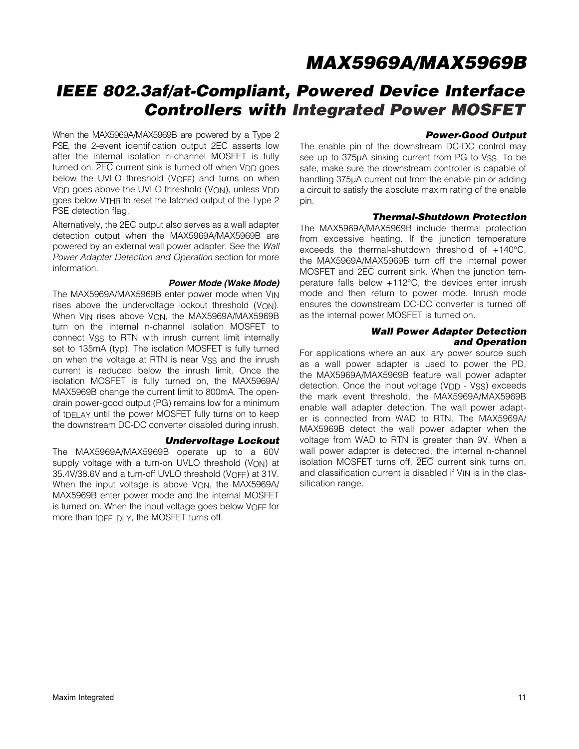When the MAX5969A/MAX5969B are powered by a Type 2 PSE, the 2-event identification output $\overline{2EC}$ asserts low after the internal isolation n-channel MOSFET is fully turned on. $\overline{2EC}$ current sink is turned off when $V_{DD}$ goes below the UVLO threshold ($V_{OFF}$) and turns on when $V_{DD}$ goes above the UVLO threshold ($V_{ON}$), unless $V_{DD}$ goes below $V_{THR}$ to reset the latched output of the Type 2 PSE detection flag.

Alternatively, the $\overline{2EC}$ output also serves as a wall adapter detection output when the MAX5969A/MAX5969B are powered by an external wall power adapter. See the *Wall Power Adapter Detection and Operation* section for more information.

### Power Mode (Wake Mode)

The MAX5969A/MAX5969B enter power mode when $V_{IN}$ rises above the undervoltage lockout threshold ($V_{ON}$). When $V_{IN}$ rises above $V_{ON}$, the MAX5969A/MAX5969B turn on the internal n-channel isolation MOSFET to connect $V_{SS}$ to RTN with inrush current limit internally set to 135mA (typ). The isolation MOSFET is fully turned on when the voltage at RTN is near $V_{SS}$ and the inrush current is reduced below the inrush limit. Once the isolation MOSFET is fully turned on, the MAX5969A/MAX5969B change the current limit to 800mA. The open-drain power-good output (PG) remains low for a minimum of $t_{DELAY}$ until the power MOSFET fully turns on to keep the downstream DC-DC converter disabled during inrush.

### Undervoltage Lockout

The MAX5969A/MAX5969B operate up to a 60V supply voltage with a turn-on UVLO threshold ($V_{ON}$) at 35.4V/38.6V and a turn-off UVLO threshold ($V_{OFF}$) at 31V. When the input voltage is above $V_{ON}$, the MAX5969A/MAX5969B enter power mode and the internal MOSFET is turned on. When the input voltage goes below $V_{OFF}$ for more than $t_{OFF\_DLY}$, the MOSFET turns off.

### Power-Good Output

The enable pin of the downstream DC-DC control may see up to 375µA sinking current from PG to $V_{SS}$. To be safe, make sure the downstream controller is capable of handling 375µA current out from the enable pin or adding a circuit to satisfy the absolute maxim rating of the enable pin.

### Thermal-Shutdown Protection

The MAX5969A/MAX5969B include thermal protection from excessive heating. If the junction temperature exceeds the thermal-shutdown threshold of +140°C, the MAX5969A/MAX5969B turn off the internal power MOSFET and $\overline{2EC}$ current sink. When the junction temperature falls below +112°C, the devices enter inrush mode and then return to power mode. Inrush mode ensures the downstream DC-DC converter is turned off as the internal power MOSFET is turned on.

### Wall Power Adapter Detection and Operation

For applications where an auxiliary power source such as a wall power adapter is used to power the PD, the MAX5969A/MAX5969B feature wall power adapter detection. Once the input voltage ($V_{DD}$ - $V_{SS}$) exceeds the mark event threshold, the MAX5969A/MAX5969B enable wall adapter detection. The wall power adapter is connected from WAD to RTN. The MAX5969A/MAX5969B detect the wall power adapter when the voltage from WAD to RTN is greater than 9V. When a wall power adapter is detected, the internal n-channel isolation MOSFET turns off, $\overline{2EC}$ current sink turns on, and classification current is disabled if $V_{IN}$ is in the classification range.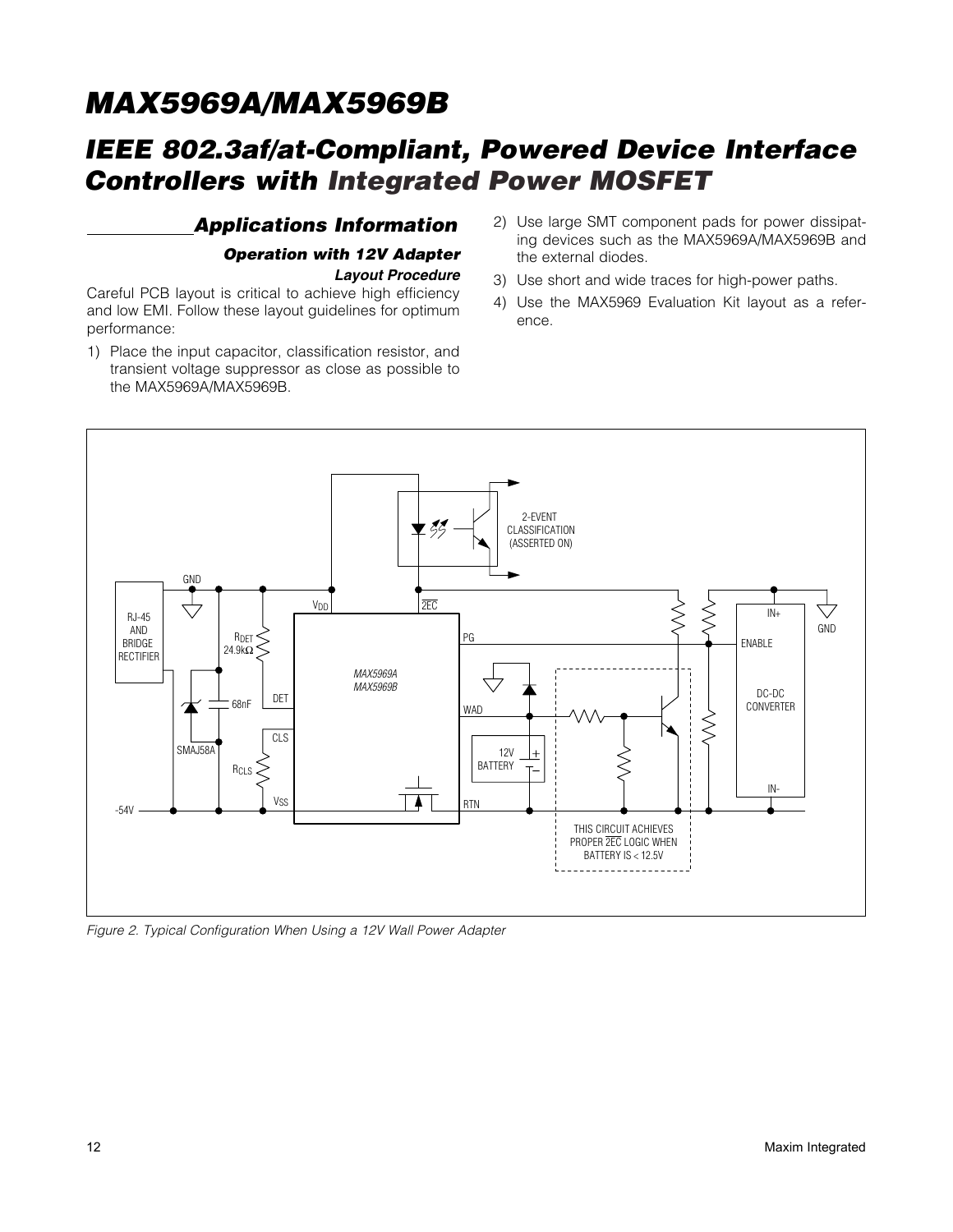## Applications Information

### Operation with 12V Adapter

#### Layout Procedure

Careful PCB layout is critical to achieve high efficiency and low EMI. Follow these layout guidelines for optimum performance:

1) Place the input capacitor, classification resistor, and transient voltage suppressor as close as possible to the MAX5969A/MAX5969B.
2) Use large SMT component pads for power dissipating devices such as the MAX5969A/MAX5969B and the external diodes.
3) Use short and wide traces for high-power paths.
4) Use the MAX5969 Evaluation Kit layout as a reference.

*Figure 2. Typical Configuration When Using a 12V Wall Power Adapter*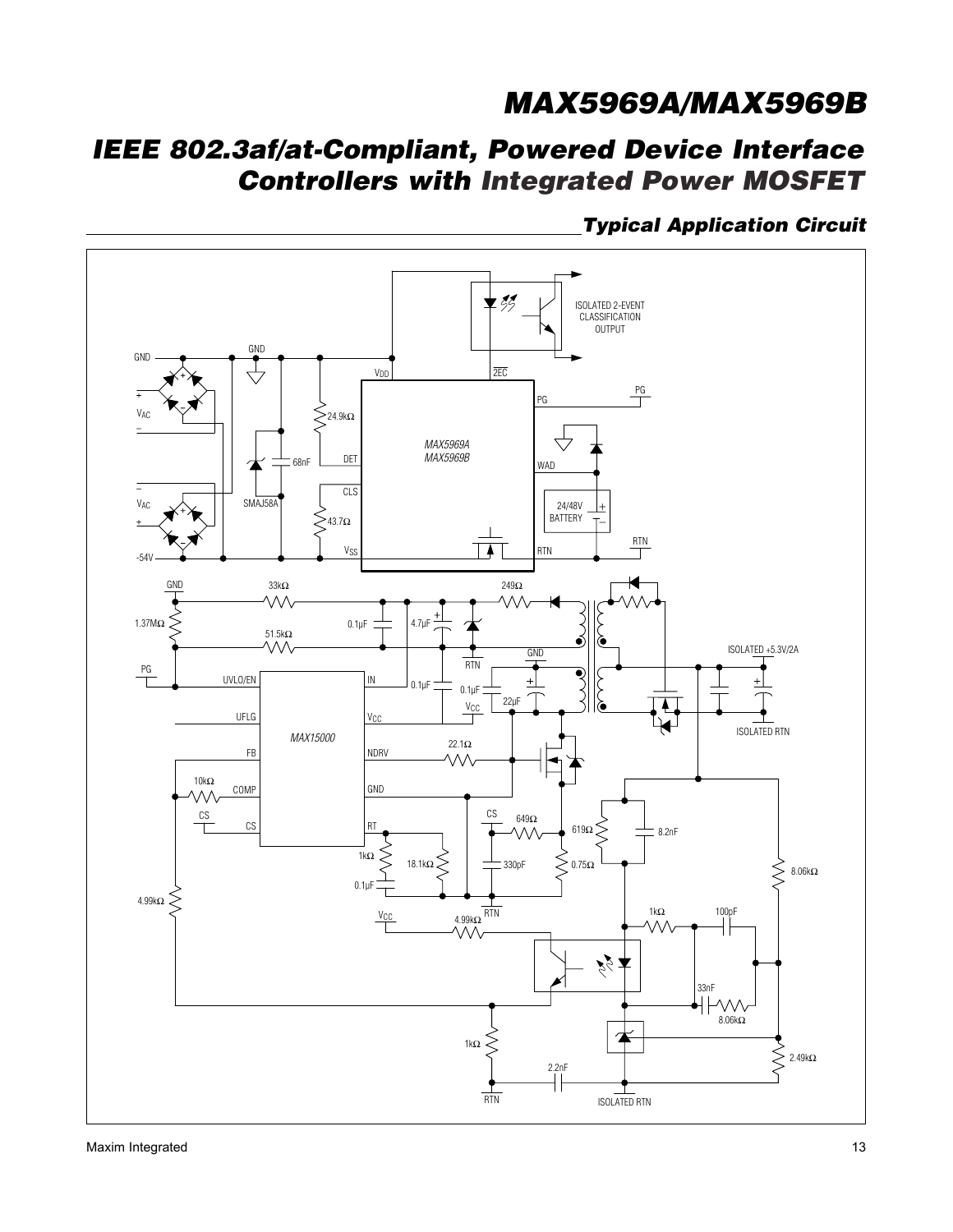## Typical Application Circuit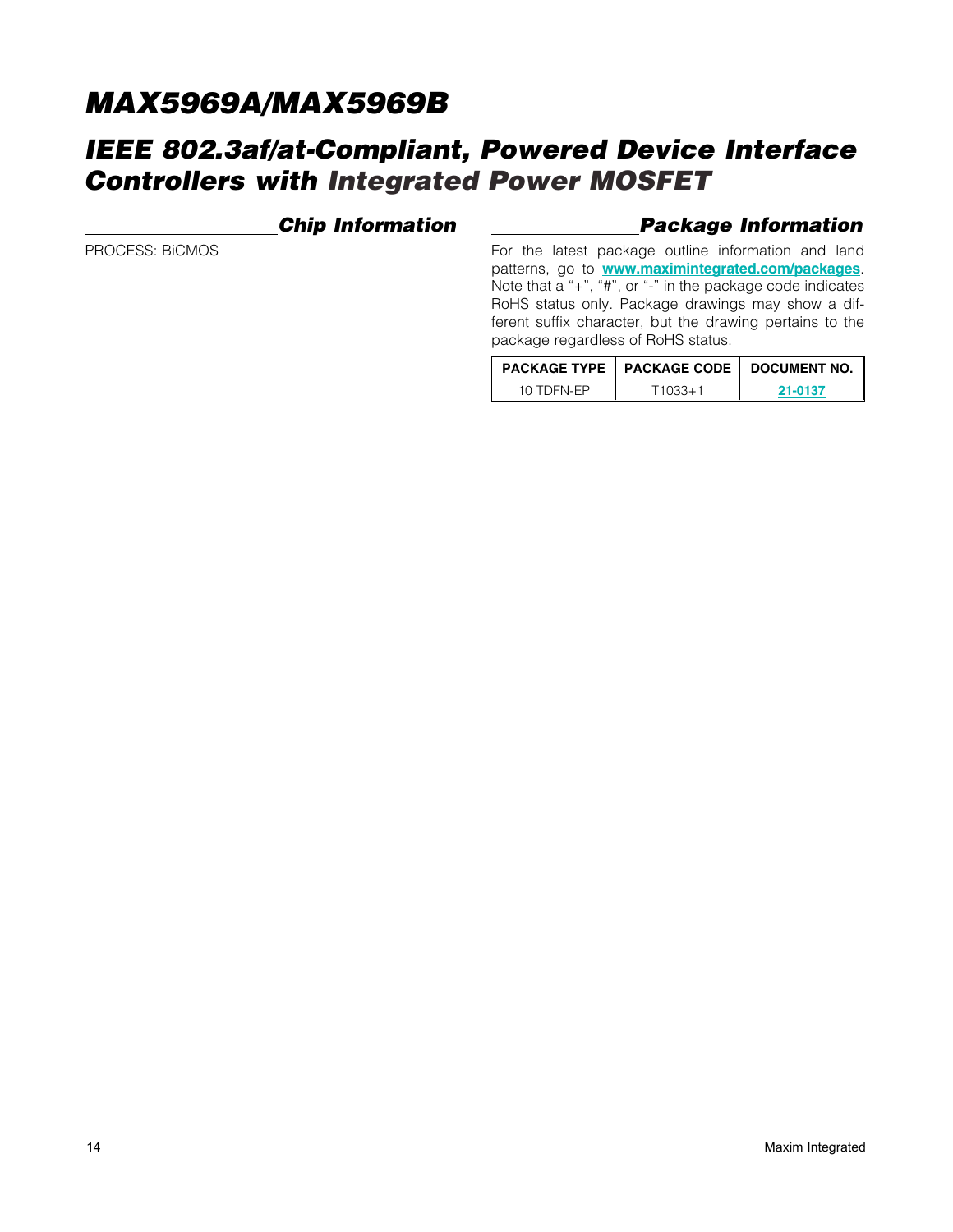## Chip Information

PROCESS: BiCMOS

## Package Information

For the latest package outline information and land patterns, go to **www.maximintegrated.com/packages**. Note that a "+", "#", or "-" in the package code indicates RoHS status only. Package drawings may show a different suffix character, but the drawing pertains to the package regardless of RoHS status.

| PACKAGE TYPE | PACKAGE CODE | DOCUMENT NO. |
|---|---|---|
| 10 TDFN-EP | T1033+1 | 21-0137 |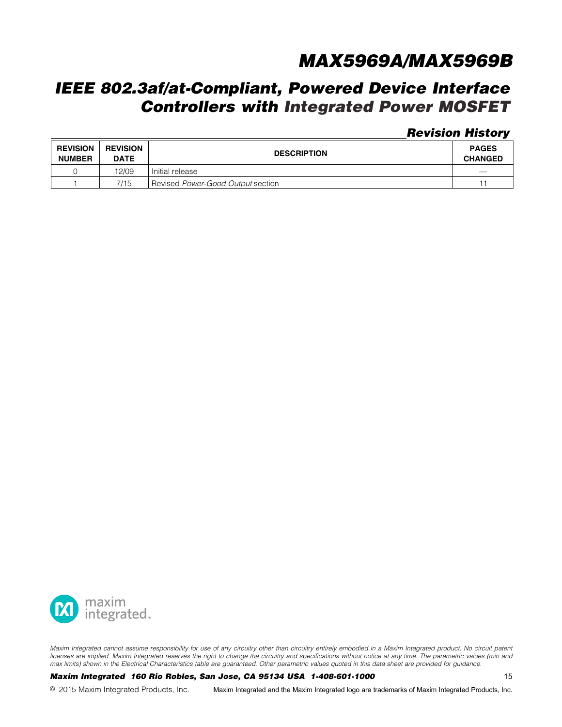## Revision History

| REVISION NUMBER | REVISION DATE | DESCRIPTION | PAGES CHANGED |
|---|---|---|---|
| 0 | 12/09 | Initial release | — |
| 1 | 7/15 | Revised *Power-Good Output* section | 11 |

*Maxim Integrated cannot assume responsibility for use of any circuitry other than circuitry entirely embodied in a Maxim Intagrated product. No circuit patent licenses are implied. Maxim Integrated reserves the right to change the circuitry and specifications without notice at any time. The parametric values (min and max limits) shown in the Electrical Characteristics table are guaranteed. Other parametric values quoted in this data sheet are provided for guidance.*

***Maxim Integrated 160 Rio Robles, San Jose, CA 95134 USA 1-408-601-1000***

© 2015 Maxim Integrated Products, Inc. Maxim Integrated and the Maxim Integrated logo are trademarks of Maxim Integrated Products, Inc.